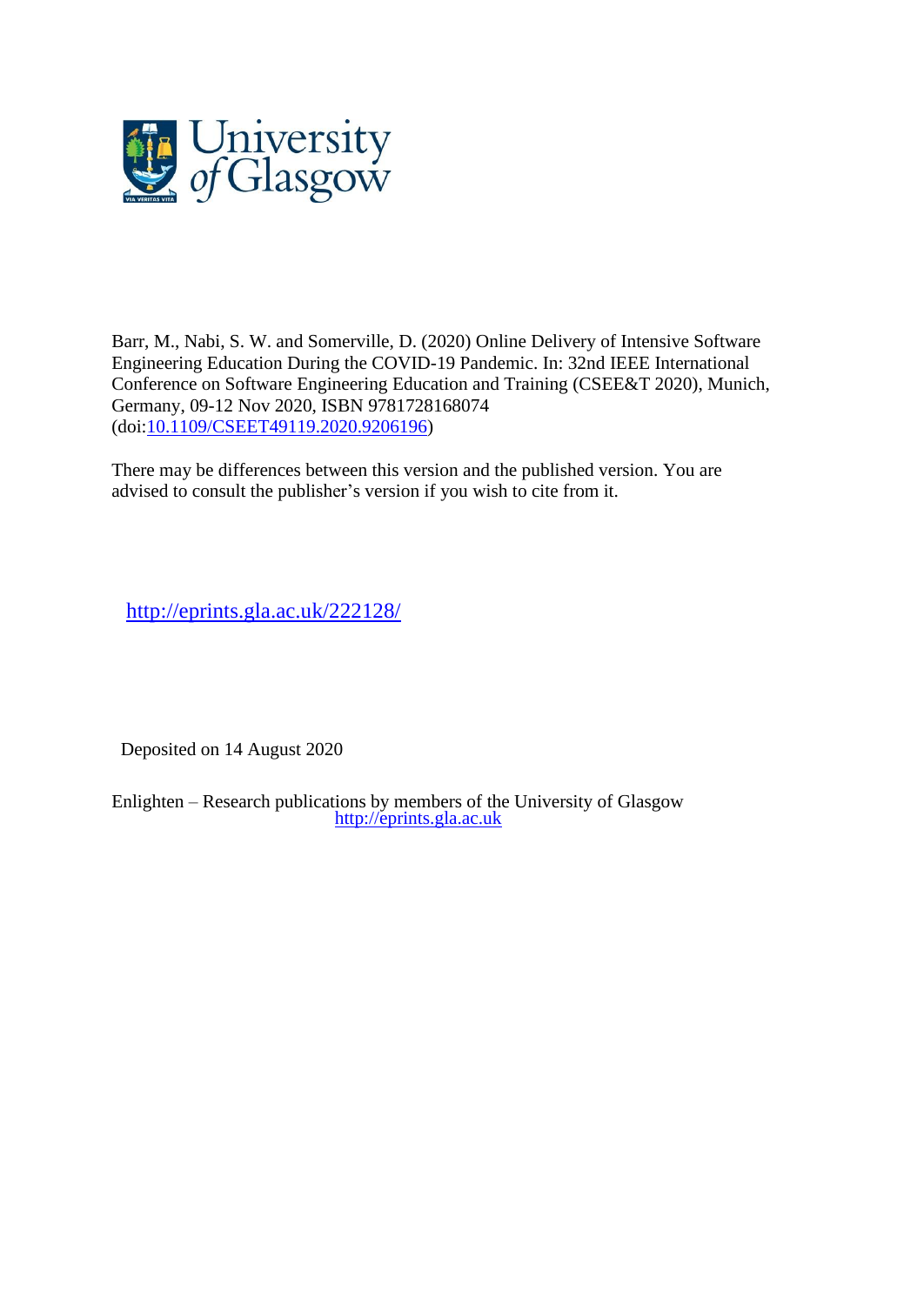Barr, M., Nabi, S. W. and Somerville, D. (2020) Online Delivery of Intensive Software Engineering Education During the COVID-19 Pandemic. In: 32nd IEEE International Conference on Software Engineering Education and Training (CSEE&T 2020), Munich, Germany, 09-12 Nov 2020, ISBN 9781728168074 (doi:10.1109/CSEET49119.2020.9206196)

There may be differences between this version and the published version. You are advised to consult the publisher's version if you wish to cite from it.

http://eprints.gla.ac.uk/222128/

Deposited on 14 August 2020

Enlighten – Research publications by members of the University of Glasgow
http://eprints.gla.ac.uk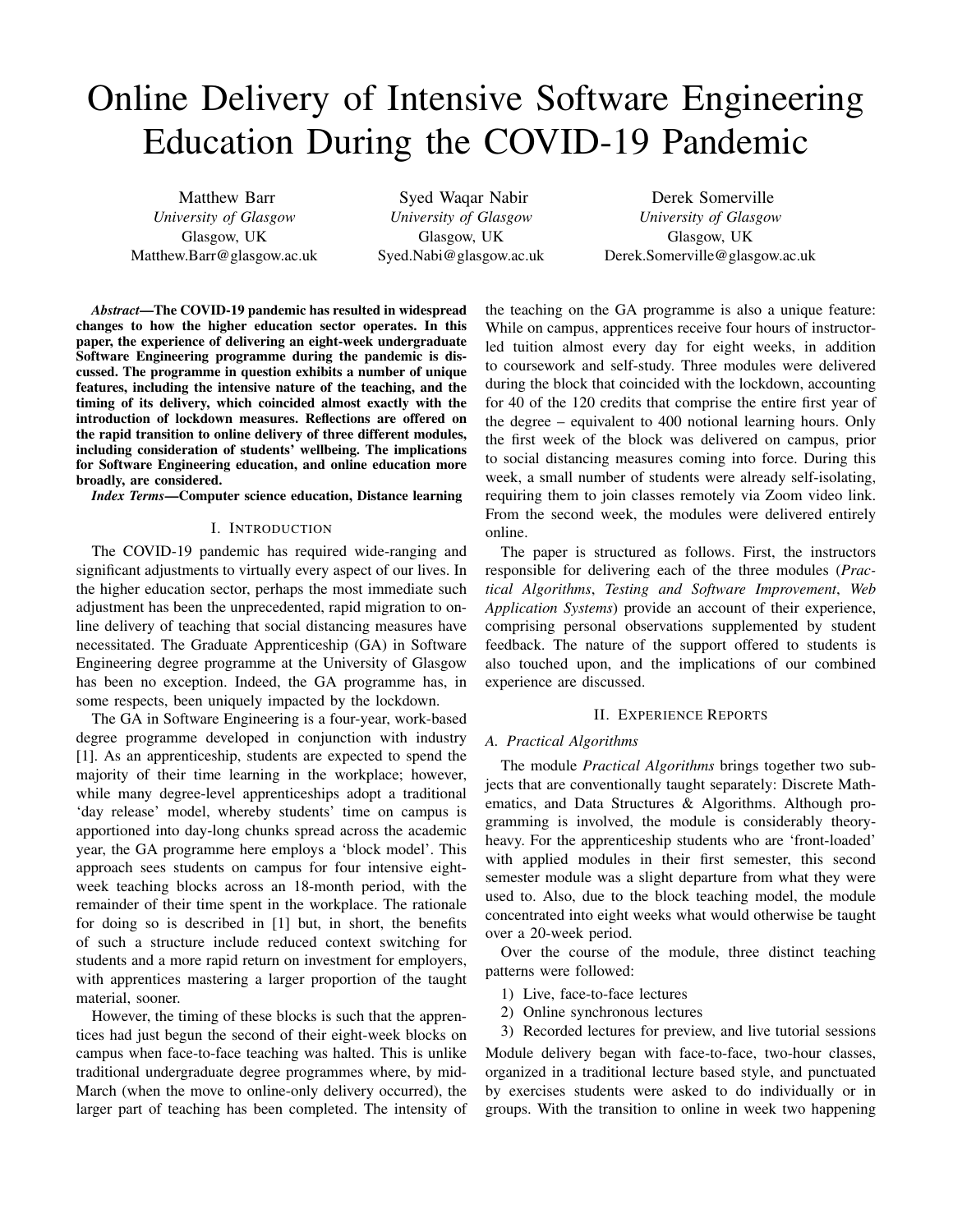# Online Delivery of Intensive Software Engineering Education During the COVID-19 Pandemic

Matthew Barr
*University of Glasgow*
Glasgow, UK
Matthew.Barr@glasgow.ac.uk

Syed Waqar Nabir
*University of Glasgow*
Glasgow, UK
Syed.Nabi@glasgow.ac.uk

Derek Somerville
*University of Glasgow*
Glasgow, UK
Derek.Somerville@glasgow.ac.uk

***Abstract*—The COVID-19 pandemic has resulted in widespread changes to how the higher education sector operates. In this paper, the experience of delivering an eight-week undergraduate Software Engineering programme during the pandemic is discussed. The programme in question exhibits a number of unique features, including the intensive nature of the teaching, and the timing of its delivery, which coincided almost exactly with the introduction of lockdown measures. Reflections are offered on the rapid transition to online delivery of three different modules, including consideration of students' wellbeing. The implications for Software Engineering education, and online education more broadly, are considered.**

***Index Terms*—Computer science education, Distance learning**

## I. Introduction

The COVID-19 pandemic has required wide-ranging and significant adjustments to virtually every aspect of our lives. In the higher education sector, perhaps the most immediate such adjustment has been the unprecedented, rapid migration to online delivery of teaching that social distancing measures have necessitated. The Graduate Apprenticeship (GA) in Software Engineering degree programme at the University of Glasgow has been no exception. Indeed, the GA programme has, in some respects, been uniquely impacted by the lockdown.

The GA in Software Engineering is a four-year, work-based degree programme developed in conjunction with industry [1]. As an apprenticeship, students are expected to spend the majority of their time learning in the workplace; however, while many degree-level apprenticeships adopt a traditional 'day release' model, whereby students' time on campus is apportioned into day-long chunks spread across the academic year, the GA programme here employs a 'block model'. This approach sees students on campus for four intensive eight-week teaching blocks across an 18-month period, with the remainder of their time spent in the workplace. The rationale for doing so is described in [1] but, in short, the benefits of such a structure include reduced context switching for students and a more rapid return on investment for employers, with apprentices mastering a larger proportion of the taught material, sooner.

However, the timing of these blocks is such that the apprentices had just begun the second of their eight-week blocks on campus when face-to-face teaching was halted. This is unlike traditional undergraduate degree programmes where, by mid-March (when the move to online-only delivery occurred), the larger part of teaching has been completed. The intensity of the teaching on the GA programme is also a unique feature: While on campus, apprentices receive four hours of instructor-led tuition almost every day for eight weeks, in addition to coursework and self-study. Three modules were delivered during the block that coincided with the lockdown, accounting for 40 of the 120 credits that comprise the entire first year of the degree – equivalent to 400 notional learning hours. Only the first week of the block was delivered on campus, prior to social distancing measures coming into force. During this week, a small number of students were already self-isolating, requiring them to join classes remotely via Zoom video link. From the second week, the modules were delivered entirely online.

The paper is structured as follows. First, the instructors responsible for delivering each of the three modules (*Practical Algorithms*, *Testing and Software Improvement*, *Web Application Systems*) provide an account of their experience, comprising personal observations supplemented by student feedback. The nature of the support offered to students is also touched upon, and the implications of our combined experience are discussed.

## II. Experience Reports

### A. Practical Algorithms

The module *Practical Algorithms* brings together two subjects that are conventionally taught separately: Discrete Mathematics, and Data Structures & Algorithms. Although programming is involved, the module is considerably theory-heavy. For the apprenticeship students who are 'front-loaded' with applied modules in their first semester, this second semester module was a slight departure from what they were used to. Also, due to the block teaching model, the module concentrated into eight weeks what would otherwise be taught over a 20-week period.

Over the course of the module, three distinct teaching patterns were followed:

1) Live, face-to-face lectures
2) Online synchronous lectures
3) Recorded lectures for preview, and live tutorial sessions

Module delivery began with face-to-face, two-hour classes, organized in a traditional lecture based style, and punctuated by exercises students were asked to do individually or in groups. With the transition to online in week two happening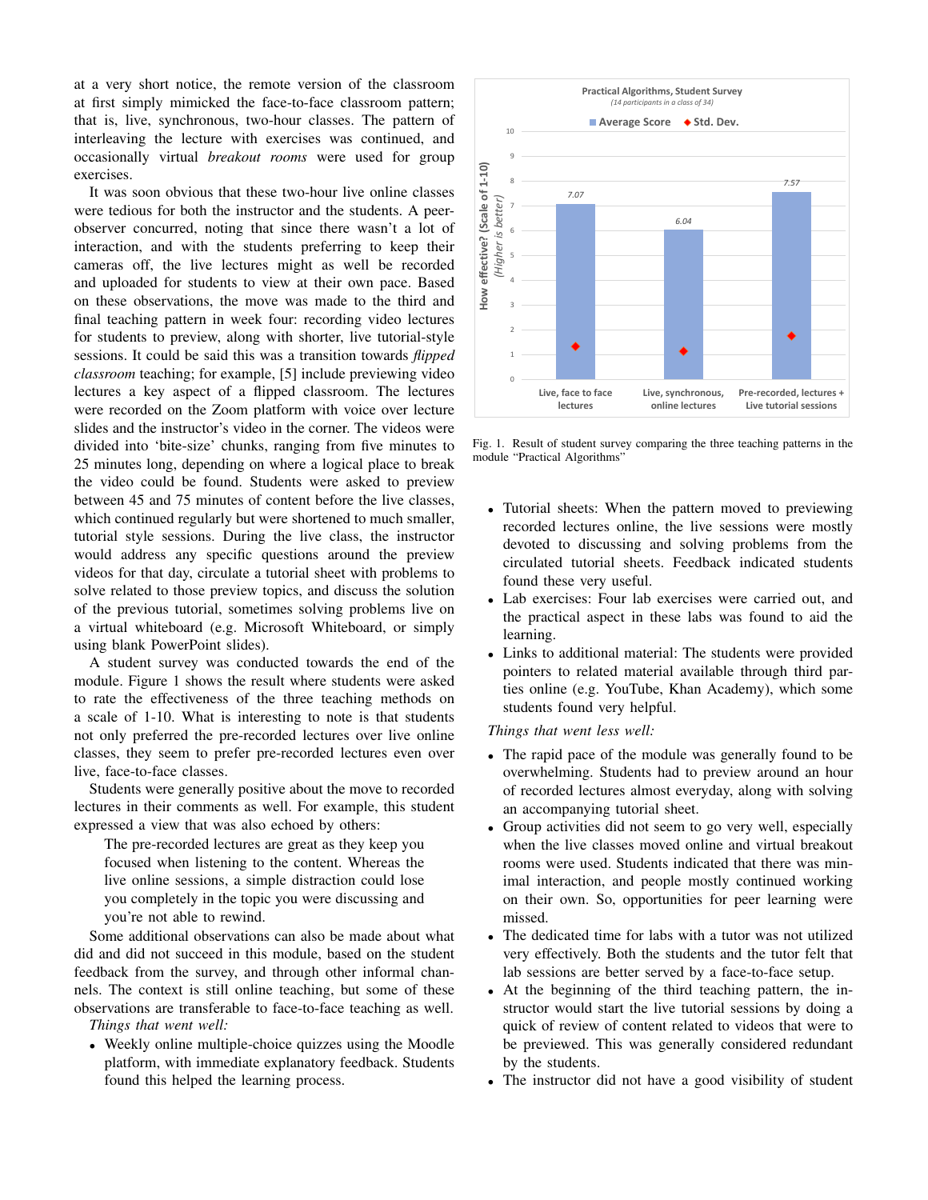at a very short notice, the remote version of the classroom at first simply mimicked the face-to-face classroom pattern; that is, live, synchronous, two-hour classes. The pattern of interleaving the lecture with exercises was continued, and occasionally virtual *breakout rooms* were used for group exercises.

It was soon obvious that these two-hour live online classes were tedious for both the instructor and the students. A peer-observer concurred, noting that since there wasn't a lot of interaction, and with the students preferring to keep their cameras off, the live lectures might as well be recorded and uploaded for students to view at their own pace. Based on these observations, the move was made to the third and final teaching pattern in week four: recording video lectures for students to preview, along with shorter, live tutorial-style sessions. It could be said this was a transition towards *flipped classroom* teaching; for example, [5] include previewing video lectures a key aspect of a flipped classroom. The lectures were recorded on the Zoom platform with voice over lecture slides and the instructor's video in the corner. The videos were divided into 'bite-size' chunks, ranging from five minutes to 25 minutes long, depending on where a logical place to break the video could be found. Students were asked to preview between 45 and 75 minutes of content before the live classes, which continued regularly but were shortened to much smaller, tutorial style sessions. During the live class, the instructor would address any specific questions around the preview videos for that day, circulate a tutorial sheet with problems to solve related to those preview topics, and discuss the solution of the previous tutorial, sometimes solving problems live on a virtual whiteboard (e.g. Microsoft Whiteboard, or simply using blank PowerPoint slides).

A student survey was conducted towards the end of the module. Figure 1 shows the result where students were asked to rate the effectiveness of the three teaching methods on a scale of 1-10. What is interesting to note is that students not only preferred the pre-recorded lectures over live online classes, they seem to prefer pre-recorded lectures even over live, face-to-face classes.

Students were generally positive about the move to recorded lectures in their comments as well. For example, this student expressed a view that was also echoed by others:

> The pre-recorded lectures are great as they keep you focused when listening to the content. Whereas the live online sessions, a simple distraction could lose you completely in the topic you were discussing and you're not able to rewind.

Some additional observations can also be made about what did and did not succeed in this module, based on the student feedback from the survey, and through other informal channels. The context is still online teaching, but some of these observations are transferable to face-to-face teaching as well.

*Things that went well:*

- Weekly online multiple-choice quizzes using the Moodle platform, with immediate explanatory feedback. Students found this helped the learning process.

**Practical Algorithms, Student Survey**
*(14 participants in a class of 34)*

| Teaching pattern | Average Score | Std. Dev. |
|---|---|---|
| Live, face to face lectures | 7.07 | |
| Live, synchronous, online lectures | 6.04 | |
| Pre-recorded, lectures + Live tutorial sessions | 7.57 | |

Fig. 1. Result of student survey comparing the three teaching patterns in the module "Practical Algorithms"

- Tutorial sheets: When the pattern moved to previewing recorded lectures online, the live sessions were mostly devoted to discussing and solving problems from the circulated tutorial sheets. Feedback indicated students found these very useful.
- Lab exercises: Four lab exercises were carried out, and the practical aspect in these labs was found to aid the learning.
- Links to additional material: The students were provided pointers to related material available through third parties online (e.g. YouTube, Khan Academy), which some students found very helpful.

*Things that went less well:*

- The rapid pace of the module was generally found to be overwhelming. Students had to preview around an hour of recorded lectures almost everyday, along with solving an accompanying tutorial sheet.
- Group activities did not seem to go very well, especially when the live classes moved online and virtual breakout rooms were used. Students indicated that there was minimal interaction, and people mostly continued working on their own. So, opportunities for peer learning were missed.
- The dedicated time for labs with a tutor was not utilized very effectively. Both the students and the tutor felt that lab sessions are better served by a face-to-face setup.
- At the beginning of the third teaching pattern, the instructor would start the live tutorial sessions by doing a quick of review of content related to videos that were to be previewed. This was generally considered redundant by the students.
- The instructor did not have a good visibility of student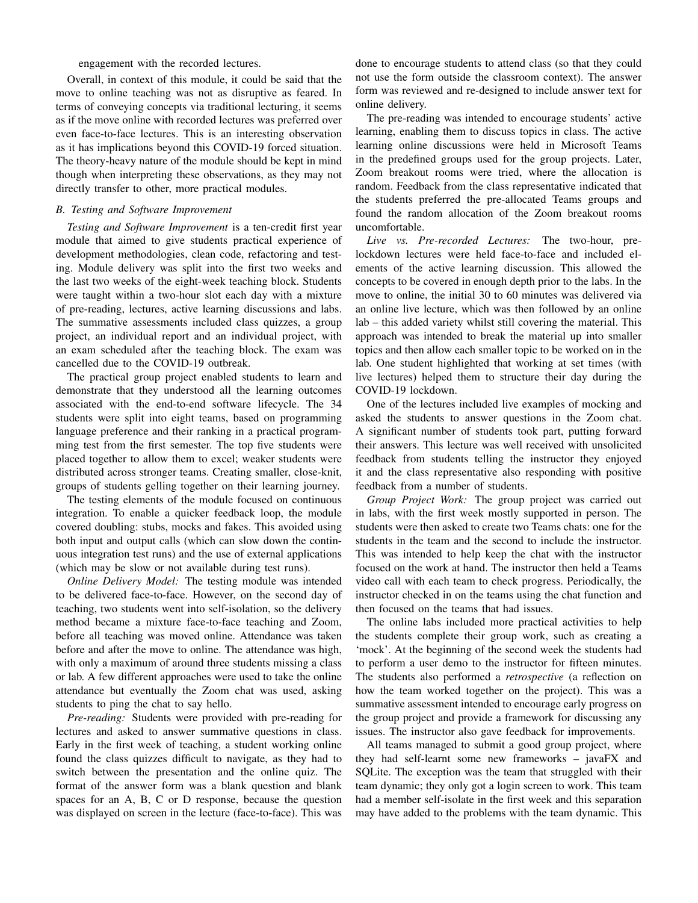engagement with the recorded lectures.

Overall, in context of this module, it could be said that the move to online teaching was not as disruptive as feared. In terms of conveying concepts via traditional lecturing, it seems as if the move online with recorded lectures was preferred over even face-to-face lectures. This is an interesting observation as it has implications beyond this COVID-19 forced situation. The theory-heavy nature of the module should be kept in mind though when interpreting these observations, as they may not directly transfer to other, more practical modules.

### B. Testing and Software Improvement

*Testing and Software Improvement* is a ten-credit first year module that aimed to give students practical experience of development methodologies, clean code, refactoring and testing. Module delivery was split into the first two weeks and the last two weeks of the eight-week teaching block. Students were taught within a two-hour slot each day with a mixture of pre-reading, lectures, active learning discussions and labs. The summative assessments included class quizzes, a group project, an individual report and an individual project, with an exam scheduled after the teaching block. The exam was cancelled due to the COVID-19 outbreak.

The practical group project enabled students to learn and demonstrate that they understood all the learning outcomes associated with the end-to-end software lifecycle. The 34 students were split into eight teams, based on programming language preference and their ranking in a practical programming test from the first semester. The top five students were placed together to allow them to excel; weaker students were distributed across stronger teams. Creating smaller, close-knit, groups of students gelling together on their learning journey.

The testing elements of the module focused on continuous integration. To enable a quicker feedback loop, the module covered doubling: stubs, mocks and fakes. This avoided using both input and output calls (which can slow down the continuous integration test runs) and the use of external applications (which may be slow or not available during test runs).

*Online Delivery Model:* The testing module was intended to be delivered face-to-face. However, on the second day of teaching, two students went into self-isolation, so the delivery method became a mixture face-to-face teaching and Zoom, before all teaching was moved online. Attendance was taken before and after the move to online. The attendance was high, with only a maximum of around three students missing a class or lab. A few different approaches were used to take the online attendance but eventually the Zoom chat was used, asking students to ping the chat to say hello.

*Pre-reading:* Students were provided with pre-reading for lectures and asked to answer summative questions in class. Early in the first week of teaching, a student working online found the class quizzes difficult to navigate, as they had to switch between the presentation and the online quiz. The format of the answer form was a blank question and blank spaces for an A, B, C or D response, because the question was displayed on screen in the lecture (face-to-face). This was done to encourage students to attend class (so that they could not use the form outside the classroom context). The answer form was reviewed and re-designed to include answer text for online delivery.

The pre-reading was intended to encourage students' active learning, enabling them to discuss topics in class. The active learning online discussions were held in Microsoft Teams in the predefined groups used for the group projects. Later, Zoom breakout rooms were tried, where the allocation is random. Feedback from the class representative indicated that the students preferred the pre-allocated Teams groups and found the random allocation of the Zoom breakout rooms uncomfortable.

*Live vs. Pre-recorded Lectures:* The two-hour, pre-lockdown lectures were held face-to-face and included elements of the active learning discussion. This allowed the concepts to be covered in enough depth prior to the labs. In the move to online, the initial 30 to 60 minutes was delivered via an online live lecture, which was then followed by an online lab – this added variety whilst still covering the material. This approach was intended to break the material up into smaller topics and then allow each smaller topic to be worked on in the lab. One student highlighted that working at set times (with live lectures) helped them to structure their day during the COVID-19 lockdown.

One of the lectures included live examples of mocking and asked the students to answer questions in the Zoom chat. A significant number of students took part, putting forward their answers. This lecture was well received with unsolicited feedback from students telling the instructor they enjoyed it and the class representative also responding with positive feedback from a number of students.

*Group Project Work:* The group project was carried out in labs, with the first week mostly supported in person. The students were then asked to create two Teams chats: one for the students in the team and the second to include the instructor. This was intended to help keep the chat with the instructor focused on the work at hand. The instructor then held a Teams video call with each team to check progress. Periodically, the instructor checked in on the teams using the chat function and then focused on the teams that had issues.

The online labs included more practical activities to help the students complete their group work, such as creating a 'mock'. At the beginning of the second week the students had to perform a user demo to the instructor for fifteen minutes. The students also performed a *retrospective* (a reflection on how the team worked together on the project). This was a summative assessment intended to encourage early progress on the group project and provide a framework for discussing any issues. The instructor also gave feedback for improvements.

All teams managed to submit a good group project, where they had self-learnt some new frameworks – javaFX and SQLite. The exception was the team that struggled with their team dynamic; they only got a login screen to work. This team had a member self-isolate in the first week and this separation may have added to the problems with the team dynamic. This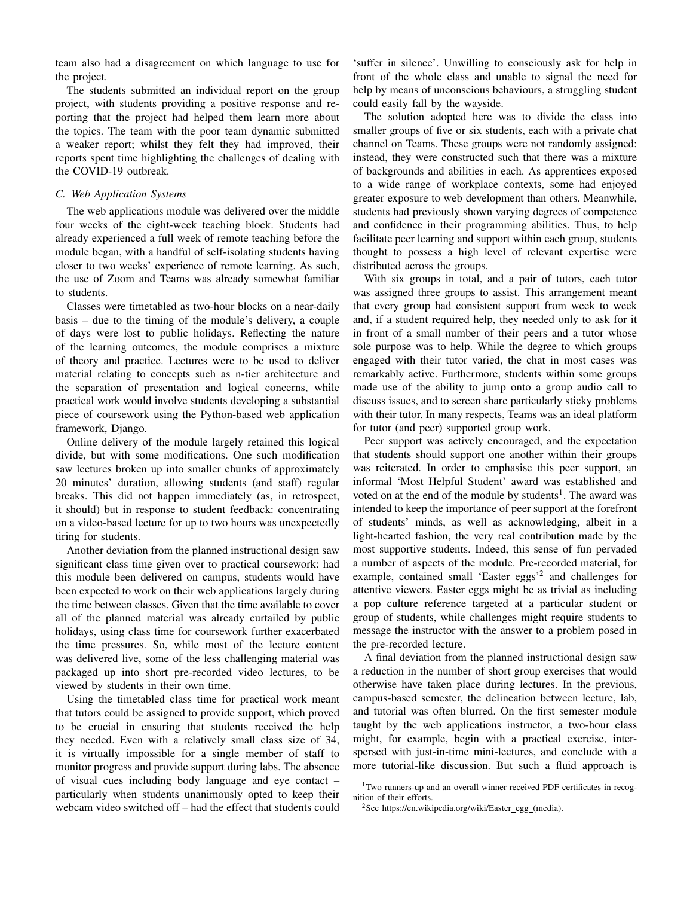team also had a disagreement on which language to use for the project.

The students submitted an individual report on the group project, with students providing a positive response and reporting that the project had helped them learn more about the topics. The team with the poor team dynamic submitted a weaker report; whilst they felt they had improved, their reports spent time highlighting the challenges of dealing with the COVID-19 outbreak.

### *C. Web Application Systems*

The web applications module was delivered over the middle four weeks of the eight-week teaching block. Students had already experienced a full week of remote teaching before the module began, with a handful of self-isolating students having closer to two weeks' experience of remote learning. As such, the use of Zoom and Teams was already somewhat familiar to students.

Classes were timetabled as two-hour blocks on a near-daily basis – due to the timing of the module's delivery, a couple of days were lost to public holidays. Reflecting the nature of the learning outcomes, the module comprises a mixture of theory and practice. Lectures were to be used to deliver material relating to concepts such as n-tier architecture and the separation of presentation and logical concerns, while practical work would involve students developing a substantial piece of coursework using the Python-based web application framework, Django.

Online delivery of the module largely retained this logical divide, but with some modifications. One such modification saw lectures broken up into smaller chunks of approximately 20 minutes' duration, allowing students (and staff) regular breaks. This did not happen immediately (as, in retrospect, it should) but in response to student feedback: concentrating on a video-based lecture for up to two hours was unexpectedly tiring for students.

Another deviation from the planned instructional design saw significant class time given over to practical coursework: had this module been delivered on campus, students would have been expected to work on their web applications largely during the time between classes. Given that the time available to cover all of the planned material was already curtailed by public holidays, using class time for coursework further exacerbated the time pressures. So, while most of the lecture content was delivered live, some of the less challenging material was packaged up into short pre-recorded video lectures, to be viewed by students in their own time.

Using the timetabled class time for practical work meant that tutors could be assigned to provide support, which proved to be crucial in ensuring that students received the help they needed. Even with a relatively small class size of 34, it is virtually impossible for a single member of staff to monitor progress and provide support during labs. The absence of visual cues including body language and eye contact – particularly when students unanimously opted to keep their webcam video switched off – had the effect that students could 'suffer in silence'. Unwilling to consciously ask for help in front of the whole class and unable to signal the need for help by means of unconscious behaviours, a struggling student could easily fall by the wayside.

The solution adopted here was to divide the class into smaller groups of five or six students, each with a private chat channel on Teams. These groups were not randomly assigned: instead, they were constructed such that there was a mixture of backgrounds and abilities in each. As apprentices exposed to a wide range of workplace contexts, some had enjoyed greater exposure to web development than others. Meanwhile, students had previously shown varying degrees of competence and confidence in their programming abilities. Thus, to help facilitate peer learning and support within each group, students thought to possess a high level of relevant expertise were distributed across the groups.

With six groups in total, and a pair of tutors, each tutor was assigned three groups to assist. This arrangement meant that every group had consistent support from week to week and, if a student required help, they needed only to ask for it in front of a small number of their peers and a tutor whose sole purpose was to help. While the degree to which groups engaged with their tutor varied, the chat in most cases was remarkably active. Furthermore, students within some groups made use of the ability to jump onto a group audio call to discuss issues, and to screen share particularly sticky problems with their tutor. In many respects, Teams was an ideal platform for tutor (and peer) supported group work.

Peer support was actively encouraged, and the expectation that students should support one another within their groups was reiterated. In order to emphasise this peer support, an informal 'Most Helpful Student' award was established and voted on at the end of the module by students[1]. The award was intended to keep the importance of peer support at the forefront of students' minds, as well as acknowledging, albeit in a light-hearted fashion, the very real contribution made by the most supportive students. Indeed, this sense of fun pervaded a number of aspects of the module. Pre-recorded material, for example, contained small 'Easter eggs'[2] and challenges for attentive viewers. Easter eggs might be as trivial as including a pop culture reference targeted at a particular student or group of students, while challenges might require students to message the instructor with the answer to a problem posed in the pre-recorded lecture.

A final deviation from the planned instructional design saw a reduction in the number of short group exercises that would otherwise have taken place during lectures. In the previous, campus-based semester, the delineation between lecture, lab, and tutorial was often blurred. On the first semester module taught by the web applications instructor, a two-hour class might, for example, begin with a practical exercise, interspersed with just-in-time mini-lectures, and conclude with a more tutorial-like discussion. But such a fluid approach is

[1] Two runners-up and an overall winner received PDF certificates in recognition of their efforts.

[2] See https://en.wikipedia.org/wiki/Easter_egg_(media).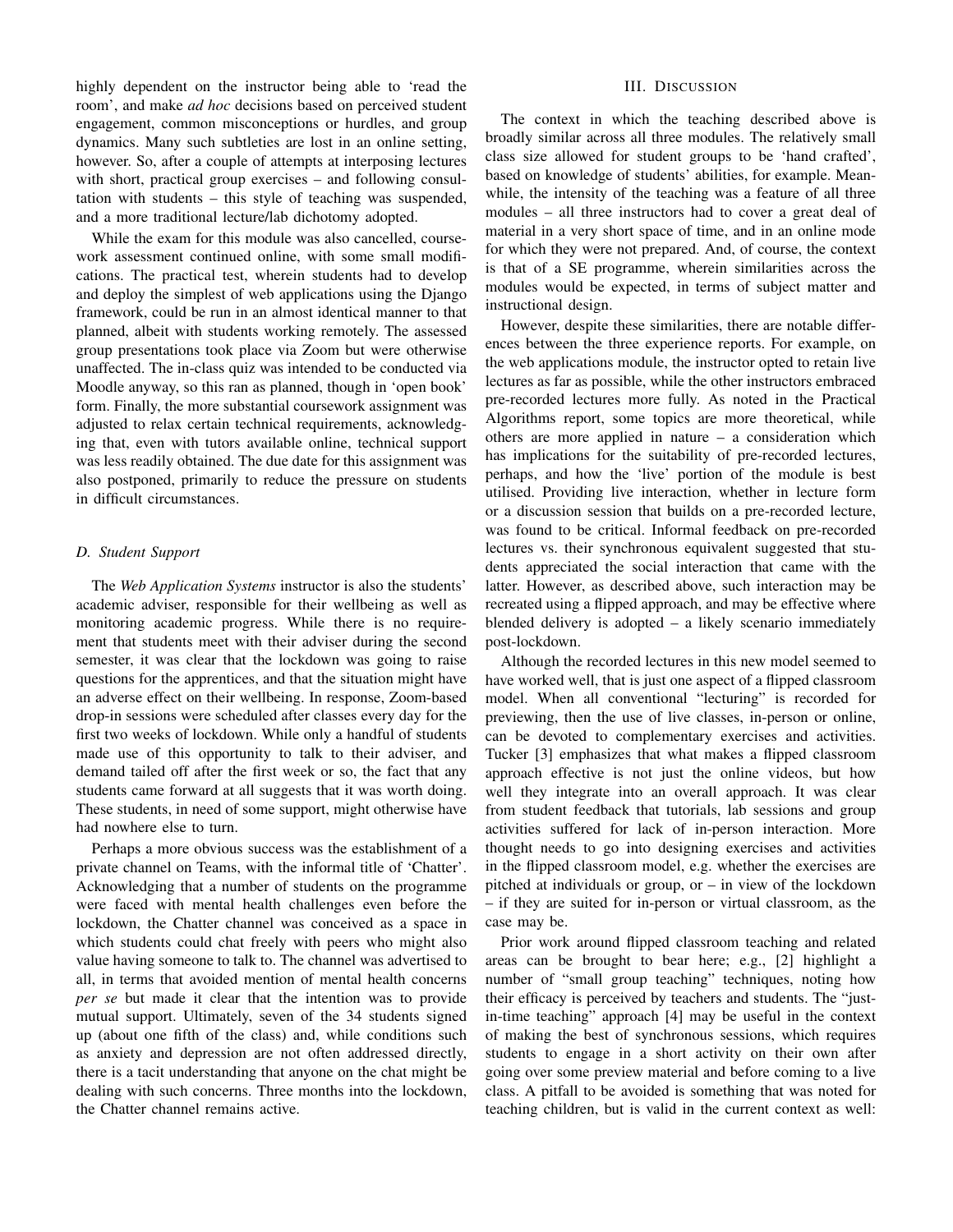highly dependent on the instructor being able to 'read the room', and make *ad hoc* decisions based on perceived student engagement, common misconceptions or hurdles, and group dynamics. Many such subtleties are lost in an online setting, however. So, after a couple of attempts at interposing lectures with short, practical group exercises – and following consultation with students – this style of teaching was suspended, and a more traditional lecture/lab dichotomy adopted.

While the exam for this module was also cancelled, coursework assessment continued online, with some small modifications. The practical test, wherein students had to develop and deploy the simplest of web applications using the Django framework, could be run in an almost identical manner to that planned, albeit with students working remotely. The assessed group presentations took place via Zoom but were otherwise unaffected. The in-class quiz was intended to be conducted via Moodle anyway, so this ran as planned, though in 'open book' form. Finally, the more substantial coursework assignment was adjusted to relax certain technical requirements, acknowledging that, even with tutors available online, technical support was less readily obtained. The due date for this assignment was also postponed, primarily to reduce the pressure on students in difficult circumstances.

### D. Student Support

The *Web Application Systems* instructor is also the students' academic adviser, responsible for their wellbeing as well as monitoring academic progress. While there is no requirement that students meet with their adviser during the second semester, it was clear that the lockdown was going to raise questions for the apprentices, and that the situation might have an adverse effect on their wellbeing. In response, Zoom-based drop-in sessions were scheduled after classes every day for the first two weeks of lockdown. While only a handful of students made use of this opportunity to talk to their adviser, and demand tailed off after the first week or so, the fact that any students came forward at all suggests that it was worth doing. These students, in need of some support, might otherwise have had nowhere else to turn.

Perhaps a more obvious success was the establishment of a private channel on Teams, with the informal title of 'Chatter'. Acknowledging that a number of students on the programme were faced with mental health challenges even before the lockdown, the Chatter channel was conceived as a space in which students could chat freely with peers who might also value having someone to talk to. The channel was advertised to all, in terms that avoided mention of mental health concerns *per se* but made it clear that the intention was to provide mutual support. Ultimately, seven of the 34 students signed up (about one fifth of the class) and, while conditions such as anxiety and depression are not often addressed directly, there is a tacit understanding that anyone on the chat might be dealing with such concerns. Three months into the lockdown, the Chatter channel remains active.

## III. Discussion

The context in which the teaching described above is broadly similar across all three modules. The relatively small class size allowed for student groups to be 'hand crafted', based on knowledge of students' abilities, for example. Meanwhile, the intensity of the teaching was a feature of all three modules – all three instructors had to cover a great deal of material in a very short space of time, and in an online mode for which they were not prepared. And, of course, the context is that of a SE programme, wherein similarities across the modules would be expected, in terms of subject matter and instructional design.

However, despite these similarities, there are notable differences between the three experience reports. For example, on the web applications module, the instructor opted to retain live lectures as far as possible, while the other instructors embraced pre-recorded lectures more fully. As noted in the Practical Algorithms report, some topics are more theoretical, while others are more applied in nature – a consideration which has implications for the suitability of pre-recorded lectures, perhaps, and how the 'live' portion of the module is best utilised. Providing live interaction, whether in lecture form or a discussion session that builds on a pre-recorded lecture, was found to be critical. Informal feedback on pre-recorded lectures vs. their synchronous equivalent suggested that students appreciated the social interaction that came with the latter. However, as described above, such interaction may be recreated using a flipped approach, and may be effective where blended delivery is adopted – a likely scenario immediately post-lockdown.

Although the recorded lectures in this new model seemed to have worked well, that is just one aspect of a flipped classroom model. When all conventional "lecturing" is recorded for previewing, then the use of live classes, in-person or online, can be devoted to complementary exercises and activities. Tucker [3] emphasizes that what makes a flipped classroom approach effective is not just the online videos, but how well they integrate into an overall approach. It was clear from student feedback that tutorials, lab sessions and group activities suffered for lack of in-person interaction. More thought needs to go into designing exercises and activities in the flipped classroom model, e.g. whether the exercises are pitched at individuals or group, or – in view of the lockdown – if they are suited for in-person or virtual classroom, as the case may be.

Prior work around flipped classroom teaching and related areas can be brought to bear here; e.g., [2] highlight a number of "small group teaching" techniques, noting how their efficacy is perceived by teachers and students. The "just-in-time teaching" approach [4] may be useful in the context of making the best of synchronous sessions, which requires students to engage in a short activity on their own after going over some preview material and before coming to a live class. A pitfall to be avoided is something that was noted for teaching children, but is valid in the current context as well: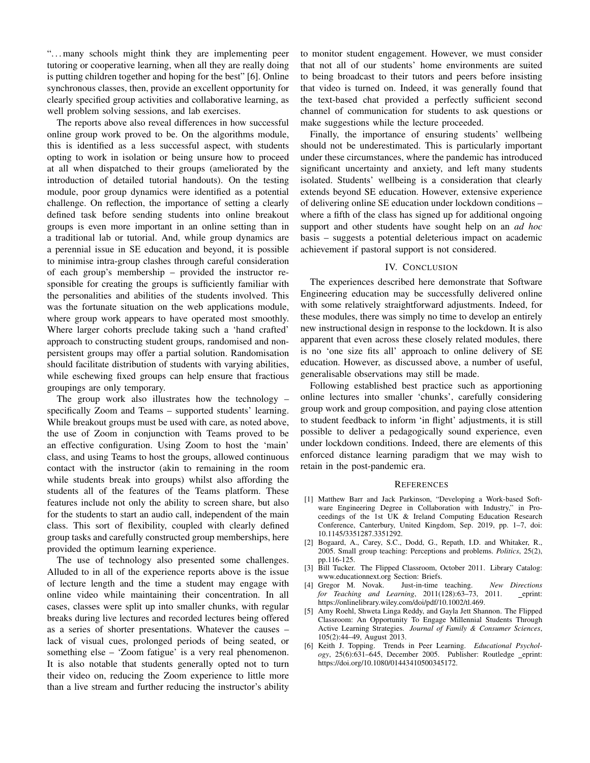"...many schools might think they are implementing peer tutoring or cooperative learning, when all they are really doing is putting children together and hoping for the best" [6]. Online synchronous classes, then, provide an excellent opportunity for clearly specified group activities and collaborative learning, as well problem solving sessions, and lab exercises.

The reports above also reveal differences in how successful online group work proved to be. On the algorithms module, this is identified as a less successful aspect, with students opting to work in isolation or being unsure how to proceed at all when dispatched to their groups (ameliorated by the introduction of detailed tutorial handouts). On the testing module, poor group dynamics were identified as a potential challenge. On reflection, the importance of setting a clearly defined task before sending students into online breakout groups is even more important in an online setting than in a traditional lab or tutorial. And, while group dynamics are a perennial issue in SE education and beyond, it is possible to minimise intra-group clashes through careful consideration of each group's membership – provided the instructor responsible for creating the groups is sufficiently familiar with the personalities and abilities of the students involved. This was the fortunate situation on the web applications module, where group work appears to have operated most smoothly. Where larger cohorts preclude taking such a 'hand crafted' approach to constructing student groups, randomised and non-persistent groups may offer a partial solution. Randomisation should facilitate distribution of students with varying abilities, while eschewing fixed groups can help ensure that fractious groupings are only temporary.

The group work also illustrates how the technology – specifically Zoom and Teams – supported students' learning. While breakout groups must be used with care, as noted above, the use of Zoom in conjunction with Teams proved to be an effective configuration. Using Zoom to host the 'main' class, and using Teams to host the groups, allowed continuous contact with the instructor (akin to remaining in the room while students break into groups) whilst also affording the students all of the features of the Teams platform. These features include not only the ability to screen share, but also for the students to start an audio call, independent of the main class. This sort of flexibility, coupled with clearly defined group tasks and carefully constructed group memberships, here provided the optimum learning experience.

The use of technology also presented some challenges. Alluded to in all of the experience reports above is the issue of lecture length and the time a student may engage with online video while maintaining their concentration. In all cases, classes were split up into smaller chunks, with regular breaks during live lectures and recorded lectures being offered as a series of shorter presentations. Whatever the causes – lack of visual cues, prolonged periods of being seated, or something else – 'Zoom fatigue' is a very real phenomenon. It is also notable that students generally opted not to turn their video on, reducing the Zoom experience to little more than a live stream and further reducing the instructor's ability to monitor student engagement. However, we must consider that not all of our students' home environments are suited to being broadcast to their tutors and peers before insisting that video is turned on. Indeed, it was generally found that the text-based chat provided a perfectly sufficient second channel of communication for students to ask questions or make suggestions while the lecture proceeded.

Finally, the importance of ensuring students' wellbeing should not be underestimated. This is particularly important under these circumstances, where the pandemic has introduced significant uncertainty and anxiety, and left many students isolated. Students' wellbeing is a consideration that clearly extends beyond SE education. However, extensive experience of delivering online SE education under lockdown conditions – where a fifth of the class has signed up for additional ongoing support and other students have sought help on an *ad hoc* basis – suggests a potential deleterious impact on academic achievement if pastoral support is not considered.

## IV. Conclusion

The experiences described here demonstrate that Software Engineering education may be successfully delivered online with some relatively straightforward adjustments. Indeed, for these modules, there was simply no time to develop an entirely new instructional design in response to the lockdown. It is also apparent that even across these closely related modules, there is no 'one size fits all' approach to online delivery of SE education. However, as discussed above, a number of useful, generalisable observations may still be made.

Following established best practice such as apportioning online lectures into smaller 'chunks', carefully considering group work and group composition, and paying close attention to student feedback to inform 'in flight' adjustments, it is still possible to deliver a pedagogically sound experience, even under lockdown conditions. Indeed, there are elements of this enforced distance learning paradigm that we may wish to retain in the post-pandemic era.

## References

[1] Matthew Barr and Jack Parkinson, "Developing a Work-based Software Engineering Degree in Collaboration with Industry," in Proceedings of the 1st UK & Ireland Computing Education Research Conference, Canterbury, United Kingdom, Sep. 2019, pp. 1–7, doi: 10.1145/3351287.3351292.

[2] Bogaard, A., Carey, S.C., Dodd, G., Repath, I.D. and Whitaker, R., 2005. Small group teaching: Perceptions and problems. *Politics*, 25(2), pp.116-125.

[3] Bill Tucker. The Flipped Classroom, October 2011. Library Catalog: www.educationnext.org Section: Briefs.

[4] Gregor M. Novak. Just-in-time teaching. *New Directions for Teaching and Learning*, 2011(128):63–73, 2011. _eprint: https://onlinelibrary.wiley.com/doi/pdf/10.1002/tl.469.

[5] Amy Roehl, Shweta Linga Reddy, and Gayla Jett Shannon. The Flipped Classroom: An Opportunity To Engage Millennial Students Through Active Learning Strategies. *Journal of Family & Consumer Sciences*, 105(2):44–49, August 2013.

[6] Keith J. Topping. Trends in Peer Learning. *Educational Psychology*, 25(6):631–645, December 2005. Publisher: Routledge _eprint: https://doi.org/10.1080/01443410500345172.